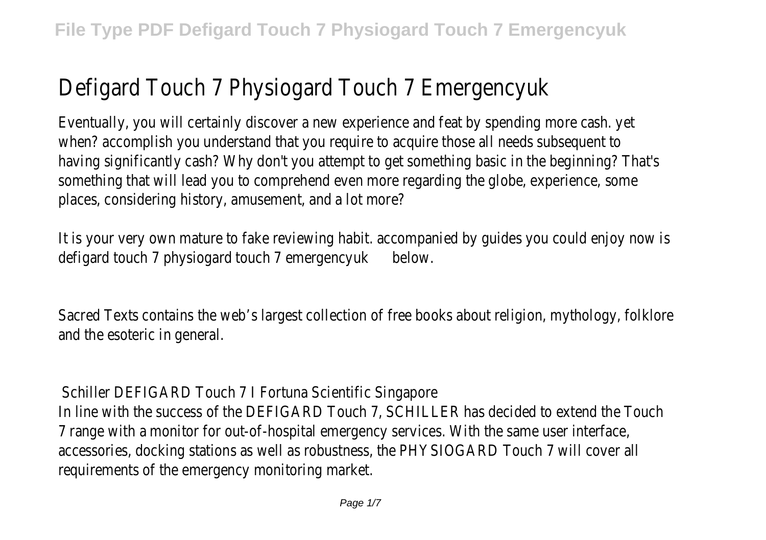# Defigard Touch 7 Physiogard Touch 7 Emergencyuk

Eventually, you will certainly discover a new experience and feat by spending more cash. yet when? accomplish you understand that you require to acquire those all needs subsequent to having significantly cash? Why don't you attempt to get something basic in the beginning? That's something that will lead you to comprehend even more regarding the globe, experience, some places, considering history, amusement, and a lot more?

It is your very own mature to fake reviewing habit. accompanied by guides you could enjoy now is **defigard touch 7 physiogard touch 7 emergencyuk** below.

Sacred Texts contains the web's largest collection of free books about religion, mythology, folklore and the esoteric in general.

## Schiller DEFIGARD Touch 7 I Fortuna Scientific Singapore

In line with the success of the DEFIGARD Touch 7, SCHILLER has decided to extend the Touch 7 range with a monitor for out-of-hospital emergency services. With the same user interface, accessories, docking stations as well as robustness, the PHYSIOGARD Touch 7 will cover all requirements of the emergency monitoring market.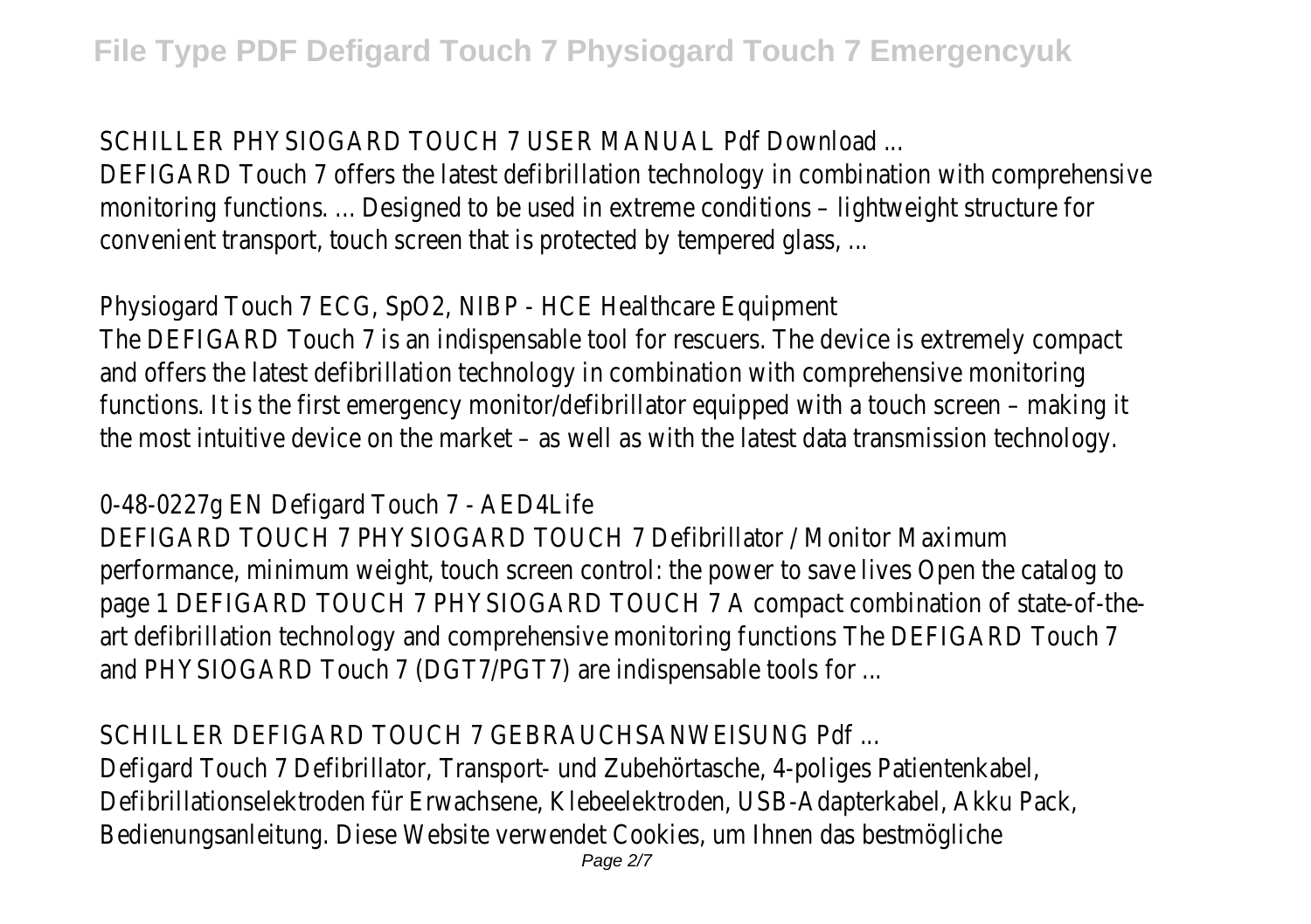SCHILLER PHYSIOGARD TOUCH 7 USER MANUAL Pdf Download ...

DEFIGARD Touch 7 offers the latest defibrillation technology in combination with comprehensive monitoring functions. ... Designed to be used in extreme conditions – lightweight structure for convenient transport, touch screen that is protected by tempered glass, ...

Physiogard Touch 7 ECG, SpO2, NIBP - HCE Healthcare Equipment

The DEFIGARD Touch 7 is an indispensable tool for rescuers. The device is extremely compact and offers the latest defibrillation technology in combination with comprehensive monitoring functions. It is the first emergency monitor/defibrillator equipped with a touch screen – making it the most intuitive device on the market – as well as with the latest data transmission technology.

0-48-0227g EN Defigard Touch 7 - AED4Life

DEFIGARD TOUCH 7 PHYSIOGARD TOUCH 7 Defibrillator / Monitor Maximum performance, minimum weight, touch screen control: the power to save lives Open the catalog to page 1 DEFIGARD TOUCH 7 PHYSIOGARD TOUCH 7 A compact combination of state-of-the-art defibrillation technology and comprehensive monitoring functions The DEFIGARD Touch 7 and PHYSIOGARD Touch 7 (DGT7/PGT7) are indispensable tools for ...

SCHILLER DEFIGARD TOUCH 7 GEBRAUCHSANWEISUNG Pdf ...

Defigard Touch 7 Defibrillator, Transport- und Zubehörtasche, 4-poliges Patientenkabel, Defibrillationselektroden für Erwachsene, Klebeelektroden, USB-Adapterkabel, Akku Pack, Bedienungsanleitung. Diese Website verwendet Cookies, um Ihnen das bestmögliche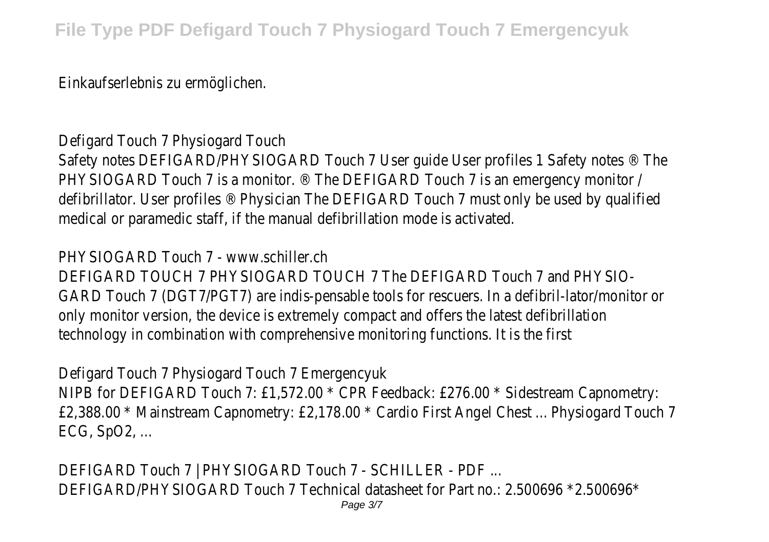Einkaufserlebnis zu ermöglichen.

Defigard Touch 7 Physiogard Touch

Safety notes DEFIGARD/PHYSIOGARD Touch 7 User guide User profiles 1 Safety notes ® The PHYSIOGARD Touch 7 is a monitor. ® The DEFIGARD Touch 7 is an emergency monitor / defibrillator. User profiles ® Physician The DEFIGARD Touch 7 must only be used by qualified medical or paramedic staff, if the manual defibrillation mode is activated.

PHYSIOGARD Touch 7 - www.schiller.ch

DEFIGARD TOUCH 7 PHYSIOGARD TOUCH 7 The DEFIGARD Touch 7 and PHYSIO-GARD Touch 7 (DGT7/PGT7) are indis-pensable tools for rescuers. In a defibril-lator/monitor or only monitor version, the device is extremely compact and offers the latest defibrillation technology in combination with comprehensive monitoring functions. It is the first

Defigard Touch 7 Physiogard Touch 7 Emergencyuk

NIPB for DEFIGARD Touch 7: £1,572.00 * CPR Feedback: £276.00 * Sidestream Capnometry: £2,388.00 * Mainstream Capnometry: £2,178.00 * Cardio First Angel Chest ... Physiogard Touch 7 ECG, SpO2, ...

DEFIGARD Touch 7 | PHYSIOGARD Touch 7 - SCHILLER - PDF ...

DEFIGARD/PHYSIOGARD Touch 7 Technical datasheet for Part no.: 2.500696 *2.500696*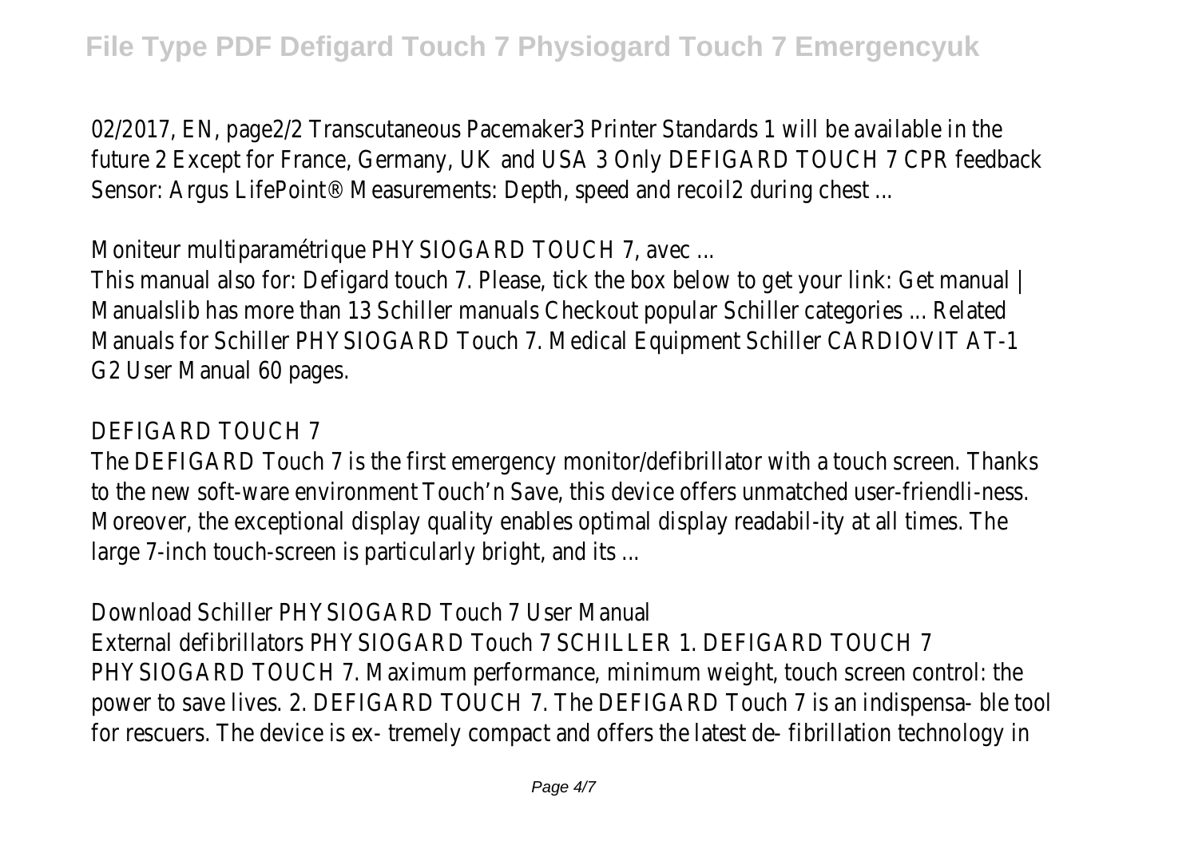02/2017, EN, page2/2 Transcutaneous Pacemaker3 Printer Standards 1 will be available in the future 2 Except for France, Germany, UK and USA 3 Only DEFIGARD TOUCH 7 CPR feedback Sensor: Argus LifePoint® Measurements: Depth, speed and recoil2 during chest ...

Moniteur multiparamétrique PHYSIOGARD TOUCH 7, avec ...

This manual also for: Defigard touch 7. Please, tick the box below to get your link: Get manual | Manualslib has more than 13 Schiller manuals Checkout popular Schiller categories ... Related Manuals for Schiller PHYSIOGARD Touch 7. Medical Equipment Schiller CARDIOVIT AT-1 G2 User Manual 60 pages.

DEFIGARD TOUCH 7

The DEFIGARD Touch 7 is the first emergency monitor/defibrillator with a touch screen. Thanks to the new soft-ware environment Touch'n Save, this device offers unmatched user-friendli-ness. Moreover, the exceptional display quality enables optimal display readabil-ity at all times. The large 7-inch touch-screen is particularly bright, and its ...

Download Schiller PHYSIOGARD Touch 7 User Manual

External defibrillators PHYSIOGARD Touch 7 SCHILLER 1. DEFIGARD TOUCH 7 PHYSIOGARD TOUCH 7. Maximum performance, minimum weight, touch screen control: the power to save lives. 2. DEFIGARD TOUCH 7. The DEFIGARD Touch 7 is an indispensa- ble tool for rescuers. The device is ex- tremely compact and offers the latest de- fibrillation technology in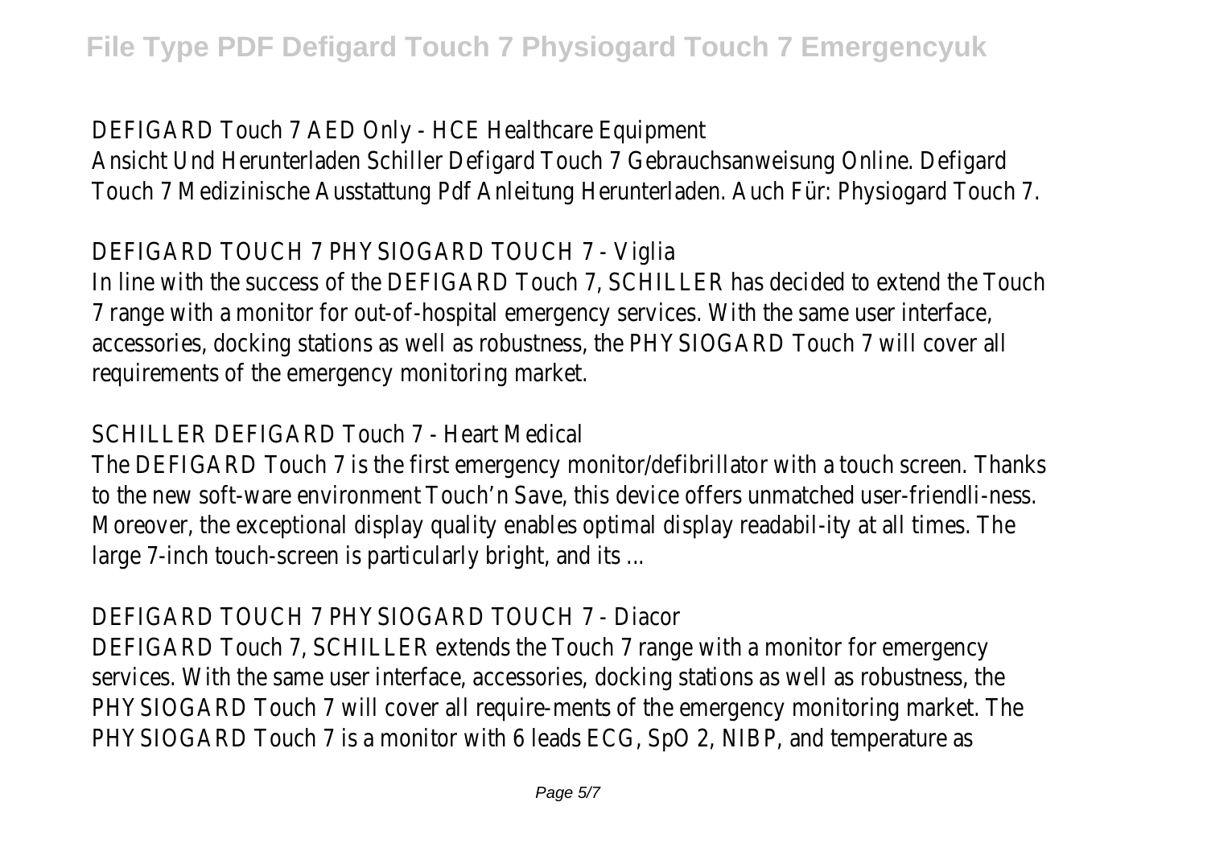DEFIGARD Touch 7 AED Only - HCE Healthcare Equipment

Ansicht Und Herunterladen Schiller Defigard Touch 7 Gebrauchsanweisung Online. Defigard Touch 7 Medizinische Ausstattung Pdf Anleitung Herunterladen. Auch Für: Physiogard Touch 7.

DEFIGARD TOUCH 7 PHYSIOGARD TOUCH 7 - Viglia

In line with the success of the DEFIGARD Touch 7, SCHILLER has decided to extend the Touch 7 range with a monitor for out-of-hospital emergency services. With the same user interface, accessories, docking stations as well as robustness, the PHYSIOGARD Touch 7 will cover all requirements of the emergency monitoring market.

SCHILLER DEFIGARD Touch 7 - Heart Medical

The DEFIGARD Touch 7 is the first emergency monitor/defibrillator with a touch screen. Thanks to the new soft-ware environment Touch'n Save, this device offers unmatched user-friendli-ness. Moreover, the exceptional display quality enables optimal display readabil-ity at all times. The large 7-inch touch-screen is particularly bright, and its ...

DEFIGARD TOUCH 7 PHYSIOGARD TOUCH 7 - Diacor

DEFIGARD Touch 7, SCHILLER extends the Touch 7 range with a monitor for emergency services. With the same user interface, accessories, docking stations as well as robustness, the PHYSIOGARD Touch 7 will cover all require-ments of the emergency monitoring market. The PHYSIOGARD Touch 7 is a monitor with 6 leads ECG, SpO 2, NIBP, and temperature as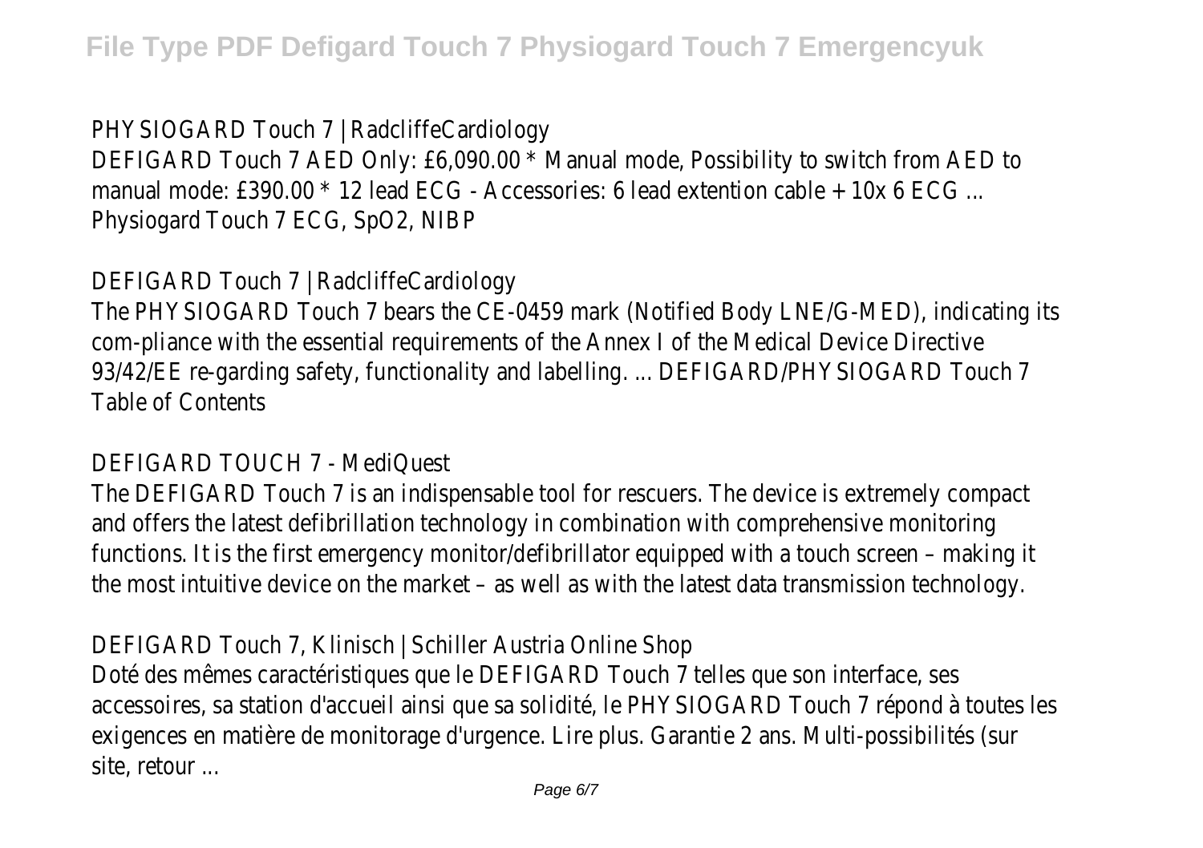PHYSIOGARD Touch 7 | RadcliffeCardiology
DEFIGARD Touch 7 AED Only: £6,090.00 * Manual mode, Possibility to switch from AED to manual mode: £390.00 * 12 lead ECG - Accessories: 6 lead extention cable + 10x 6 ECG ...
Physiogard Touch 7 ECG, SpO2, NIBP

DEFIGARD Touch 7 | RadcliffeCardiology
The PHYSIOGARD Touch 7 bears the CE-0459 mark (Notified Body LNE/G-MED), indicating its com-pliance with the essential requirements of the Annex I of the Medical Device Directive 93/42/EE re-garding safety, functionality and labelling. ... DEFIGARD/PHYSIOGARD Touch 7 Table of Contents

DEFIGARD TOUCH 7 - MediQuest
The DEFIGARD Touch 7 is an indispensable tool for rescuers. The device is extremely compact and offers the latest defibrillation technology in combination with comprehensive monitoring functions. It is the first emergency monitor/defibrillator equipped with a touch screen – making it the most intuitive device on the market – as well as with the latest data transmission technology.

DEFIGARD Touch 7, Klinisch | Schiller Austria Online Shop
Doté des mêmes caractéristiques que le DEFIGARD Touch 7 telles que son interface, ses accessoires, sa station d'accueil ainsi que sa solidité, le PHYSIOGARD Touch 7 répond à toutes les exigences en matière de monitorage d'urgence. Lire plus. Garantie 2 ans. Multi-possibilités (sur site, retour ...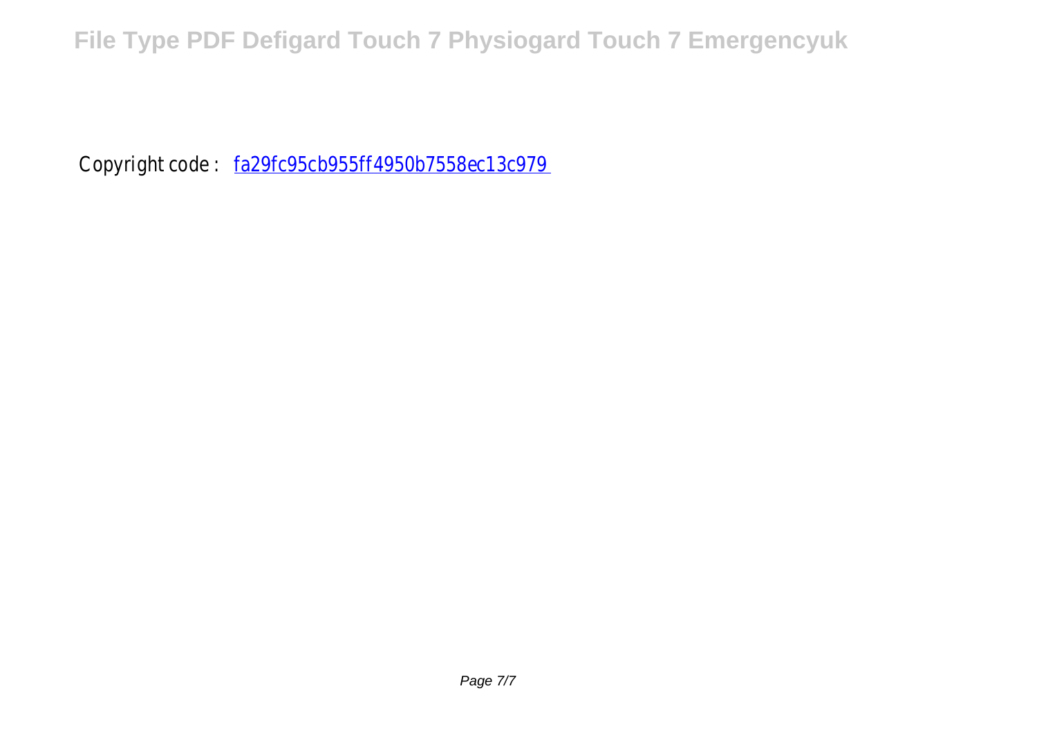Copyright code : [fa29fc95cb955ff4950b7558ec13c979](fa29fc95cb955ff4950b7558ec13c979)